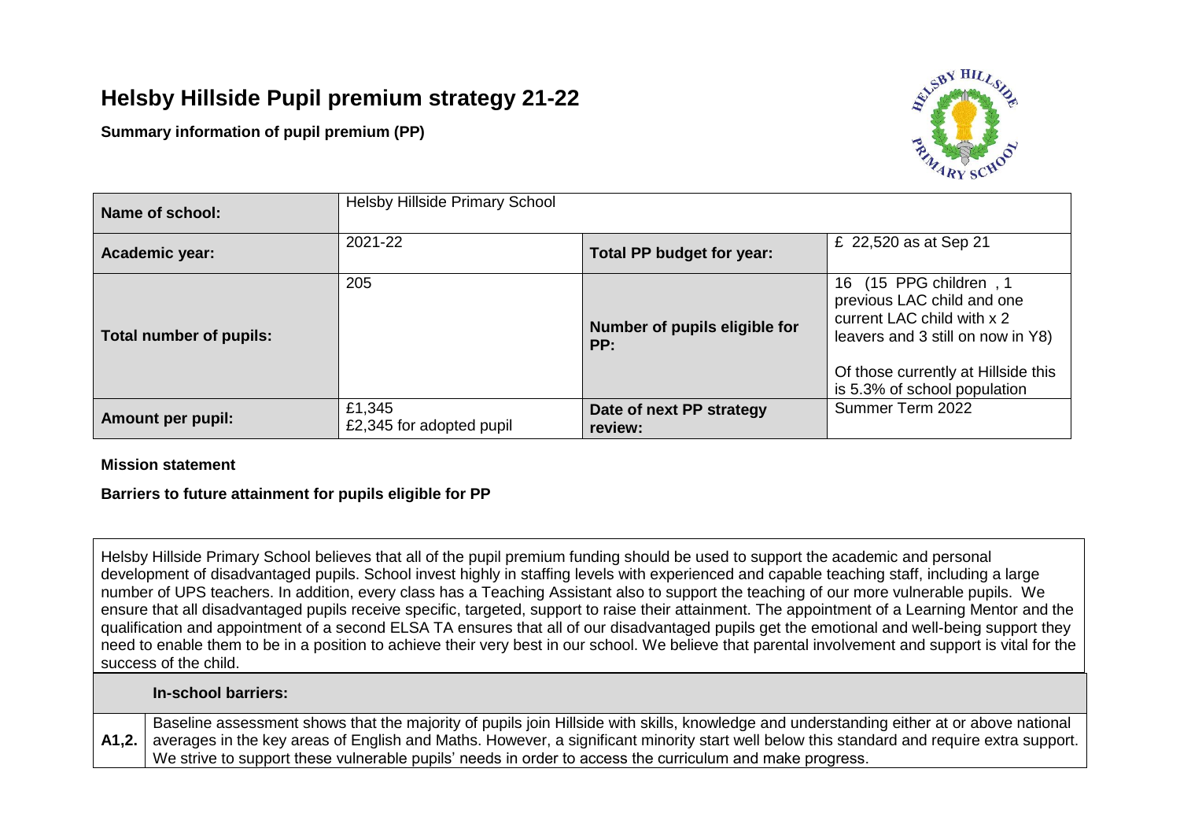# Helsby Hillside Pupil premium strategy 21-22

**Summary information of pupil premium (PP)**

| Name of school: | Helsby Hillside Primary School | | |
|---|---|---|---|
| **Academic year:** | 2021-22 | **Total PP budget for year:** | £ 22,520 as at Sep 21 |
| **Total number of pupils:** | 205 | **Number of pupils eligible for PP:** | 16 (15 PPG children , 1 previous LAC child and one current LAC child with x 2 leavers and 3 still on now in Y8)<br><br>Of those currently at Hillside this is 5.3% of school population |
| **Amount per pupil:** | £1,345<br>£2,345 for adopted pupil | **Date of next PP strategy review:** | Summer Term 2022 |

**Mission statement**

**Barriers to future attainment for pupils eligible for PP**

Helsby Hillside Primary School believes that all of the pupil premium funding should be used to support the academic and personal development of disadvantaged pupils. School invest highly in staffing levels with experienced and capable teaching staff, including a large number of UPS teachers. In addition, every class has a Teaching Assistant also to support the teaching of our more vulnerable pupils. We ensure that all disadvantaged pupils receive specific, targeted, support to raise their attainment. The appointment of a Learning Mentor and the qualification and appointment of a second ELSA TA ensures that all of our disadvantaged pupils get the emotional and well-being support they need to enable them to be in a position to achieve their very best in our school. We believe that parental involvement and support is vital for the success of the child.

| | **In-school barriers:** |
|---|---|
| **A1,2.** | Baseline assessment shows that the majority of pupils join Hillside with skills, knowledge and understanding either at or above national averages in the key areas of English and Maths. However, a significant minority start well below this standard and require extra support. We strive to support these vulnerable pupils' needs in order to access the curriculum and make progress. |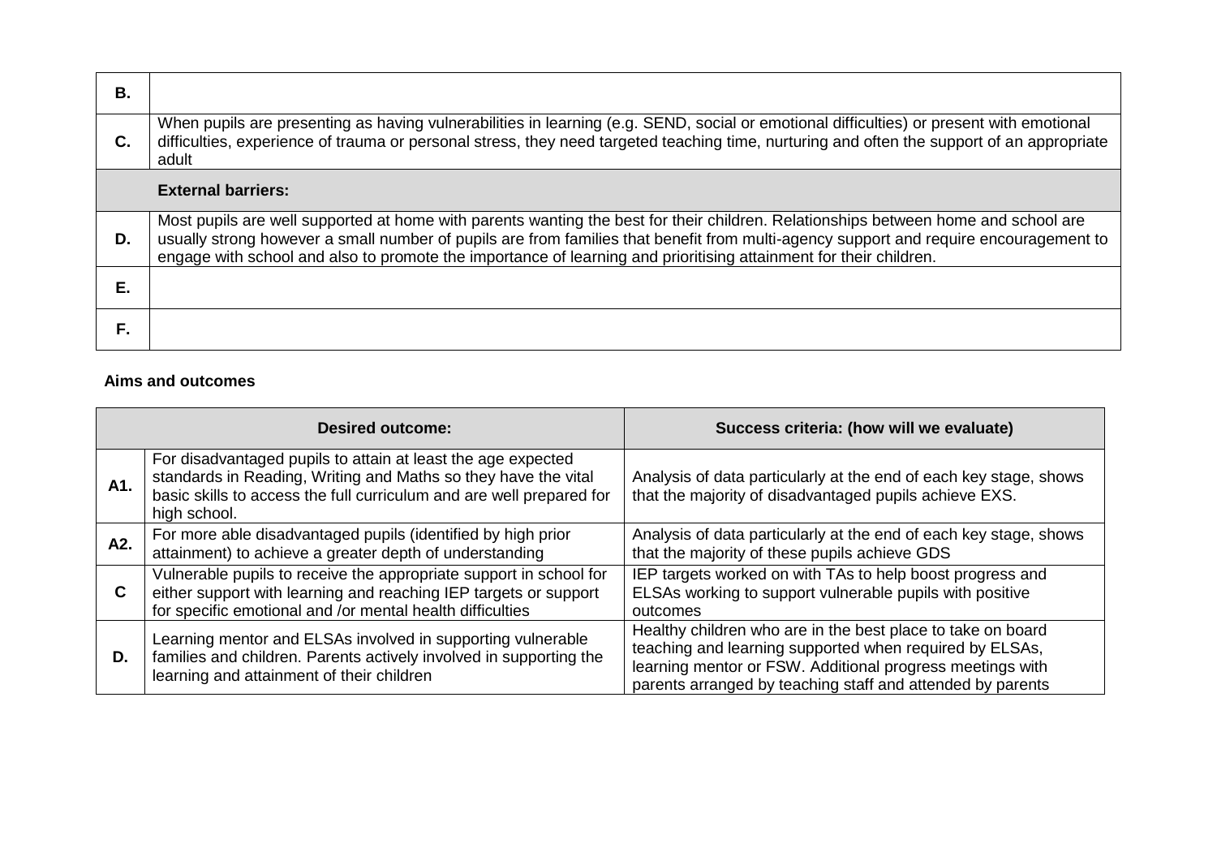| | |
|---|---|
| **B.** | |
| **C.** | When pupils are presenting as having vulnerabilities in learning (e.g. SEND, social or emotional difficulties) or present with emotional difficulties, experience of trauma or personal stress, they need targeted teaching time, nurturing and often the support of an appropriate adult |
| | **External barriers:** |
| **D.** | Most pupils are well supported at home with parents wanting the best for their children. Relationships between home and school are usually strong however a small number of pupils are from families that benefit from multi-agency support and require encouragement to engage with school and also to promote the importance of learning and prioritising attainment for their children. |
| **E.** | |
| **F.** | |

**Aims and outcomes**

| | **Desired outcome:** | **Success criteria: (how will we evaluate)** |
|---|---|---|
| **A1.** | For disadvantaged pupils to attain at least the age expected standards in Reading, Writing and Maths so they have the vital basic skills to access the full curriculum and are well prepared for high school. | Analysis of data particularly at the end of each key stage, shows that the majority of disadvantaged pupils achieve EXS. |
| **A2.** | For more able disadvantaged pupils (identified by high prior attainment) to achieve a greater depth of understanding | Analysis of data particularly at the end of each key stage, shows that the majority of these pupils achieve GDS |
| **C** | Vulnerable pupils to receive the appropriate support in school for either support with learning and reaching IEP targets or support for specific emotional and /or mental health difficulties | IEP targets worked on with TAs to help boost progress and ELSAs working to support vulnerable pupils with positive outcomes |
| **D.** | Learning mentor and ELSAs involved in supporting vulnerable families and children. Parents actively involved in supporting the learning and attainment of their children | Healthy children who are in the best place to take on board teaching and learning supported when required by ELSAs, learning mentor or FSW. Additional progress meetings with parents arranged by teaching staff and attended by parents |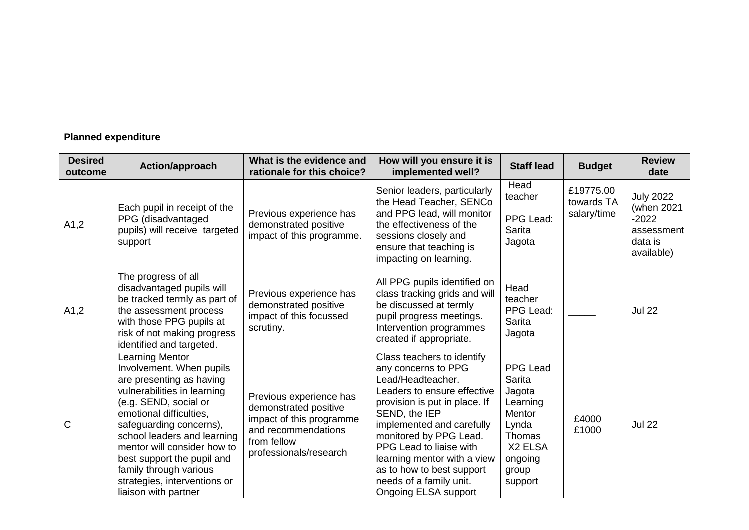**Planned expenditure**

| Desired outcome | Action/approach | What is the evidence and rationale for this choice? | How will you ensure it is implemented well? | Staff lead | Budget | Review date |
|---|---|---|---|---|---|---|
| A1,2 | Each pupil in receipt of the PPG (disadvantaged pupils) will receive targeted support | Previous experience has demonstrated positive impact of this programme. | Senior leaders, particularly the Head Teacher, SENCo and PPG lead, will monitor the effectiveness of the sessions closely and ensure that teaching is impacting on learning. | Head teacher<br><br>PPG Lead: Sarita Jagota | £19775.00 towards TA salary/time | July 2022 (when 2021 -2022 assessment data is available) |
| A1,2 | The progress of all disadvantaged pupils will be tracked termly as part of the assessment process with those PPG pupils at risk of not making progress identified and targeted. | Previous experience has demonstrated positive impact of this focussed scrutiny. | All PPG pupils identified on class tracking grids and will be discussed at termly pupil progress meetings. Intervention programmes created if appropriate. | Head teacher<br>PPG Lead: Sarita Jagota | _____ | Jul 22 |
| C | Learning Mentor Involvement. When pupils are presenting as having vulnerabilities in learning (e.g. SEND, social or emotional difficulties, safeguarding concerns), school leaders and learning mentor will consider how to best support the pupil and family through various strategies, interventions or liaison with partner | Previous experience has demonstrated positive impact of this programme and recommendations from fellow professionals/research | Class teachers to identify any concerns to PPG Lead/Headteacher. Leaders to ensure effective provision is put in place. If SEND, the IEP implemented and carefully monitored by PPG Lead. PPG Lead to liaise with learning mentor with a view as to how to best support needs of a family unit. Ongoing ELSA support | PPG Lead Sarita Jagota Learning Mentor Lynda Thomas<br>X2 ELSA ongoing group support | £4000<br>£1000 | Jul 22 |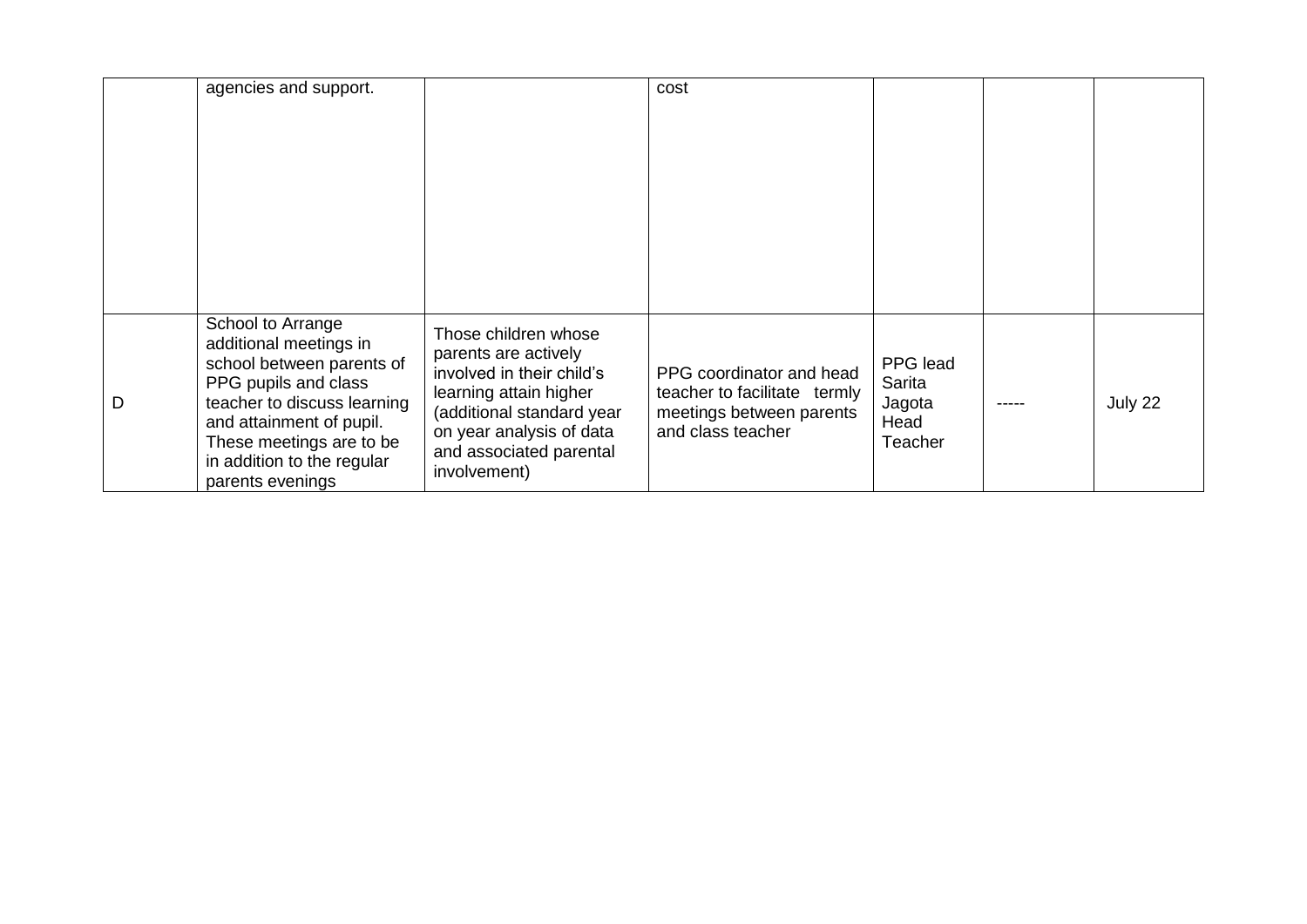| | | | | | | |
|---|---|---|---|---|---|---|
| | agencies and support. | | cost | | | |
| D | School to Arrange additional meetings in school between parents of PPG pupils and class teacher to discuss learning and attainment of pupil. These meetings are to be in addition to the regular parents evenings | Those children whose parents are actively involved in their child's learning attain higher (additional standard year on year analysis of data and associated parental involvement) | PPG coordinator and head teacher to facilitate termly meetings between parents and class teacher | PPG lead Sarita Jagota Head Teacher | ----- | July 22 |